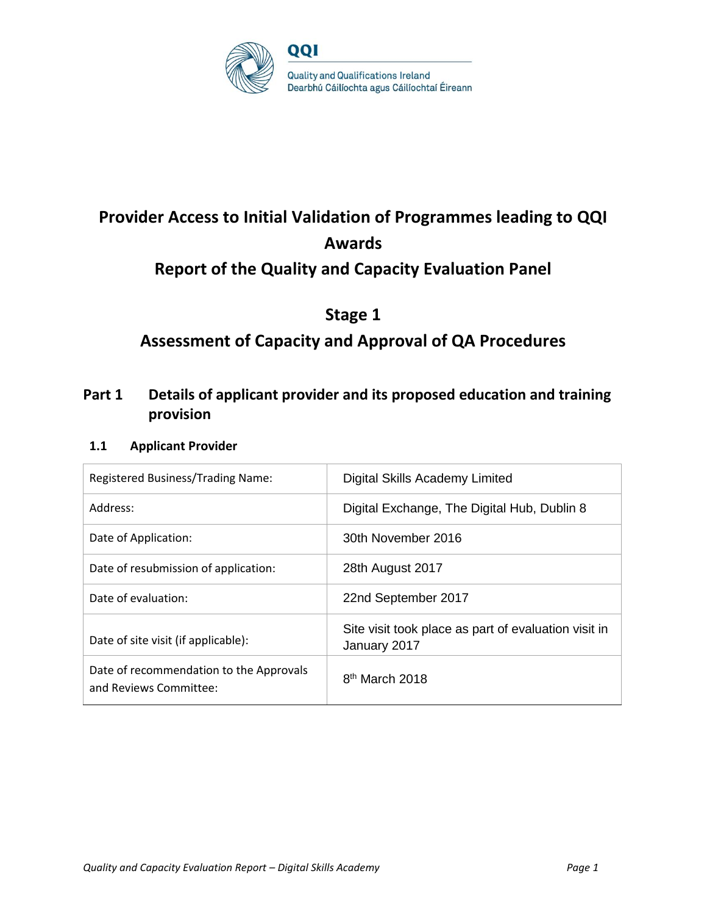QQI

Quality and Qualifications Ireland
Dearbhú Cáilíochta agus Cáilíochtaí Éireann

# Provider Access to Initial Validation of Programmes leading to QQI Awards

# Report of the Quality and Capacity Evaluation Panel

# Stage 1

# Assessment of Capacity and Approval of QA Procedures

## Part 1 Details of applicant provider and its proposed education and training provision

### 1.1 Applicant Provider

| Registered Business/Trading Name: | Digital Skills Academy Limited |
|---|---|
| Address: | Digital Exchange, The Digital Hub, Dublin 8 |
| Date of Application: | 30th November 2016 |
| Date of resubmission of application: | 28th August 2017 |
| Date of evaluation: | 22nd September 2017 |
| Date of site visit (if applicable): | Site visit took place as part of evaluation visit in January 2017 |
| Date of recommendation to the Approvals and Reviews Committee: | 8th March 2018 |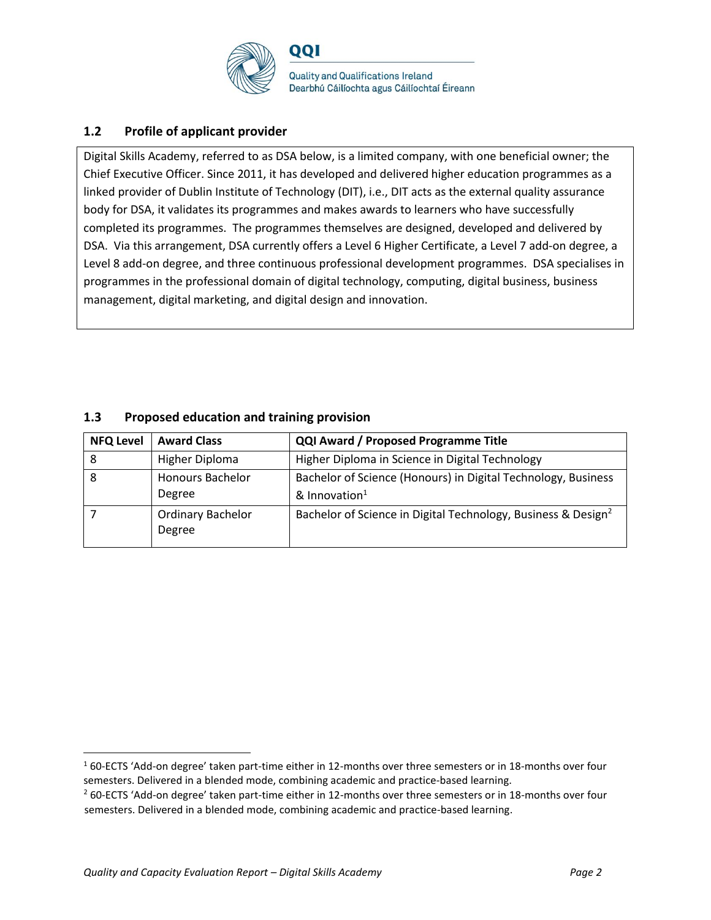### 1.2 Profile of applicant provider

Digital Skills Academy, referred to as DSA below, is a limited company, with one beneficial owner; the Chief Executive Officer. Since 2011, it has developed and delivered higher education programmes as a linked provider of Dublin Institute of Technology (DIT), i.e., DIT acts as the external quality assurance body for DSA, it validates its programmes and makes awards to learners who have successfully completed its programmes. The programmes themselves are designed, developed and delivered by DSA. Via this arrangement, DSA currently offers a Level 6 Higher Certificate, a Level 7 add-on degree, a Level 8 add-on degree, and three continuous professional development programmes. DSA specialises in programmes in the professional domain of digital technology, computing, digital business, business management, digital marketing, and digital design and innovation.

### 1.3 Proposed education and training provision

| NFQ Level | Award Class | QQI Award / Proposed Programme Title |
|---|---|---|
| 8 | Higher Diploma | Higher Diploma in Science in Digital Technology |
| 8 | Honours Bachelor Degree | Bachelor of Science (Honours) in Digital Technology, Business & Innovation[1] |
| 7 | Ordinary Bachelor Degree | Bachelor of Science in Digital Technology, Business & Design[2] |

[1] 60-ECTS 'Add-on degree' taken part-time either in 12-months over three semesters or in 18-months over four semesters. Delivered in a blended mode, combining academic and practice-based learning.

[2] 60-ECTS 'Add-on degree' taken part-time either in 12-months over three semesters or in 18-months over four semesters. Delivered in a blended mode, combining academic and practice-based learning.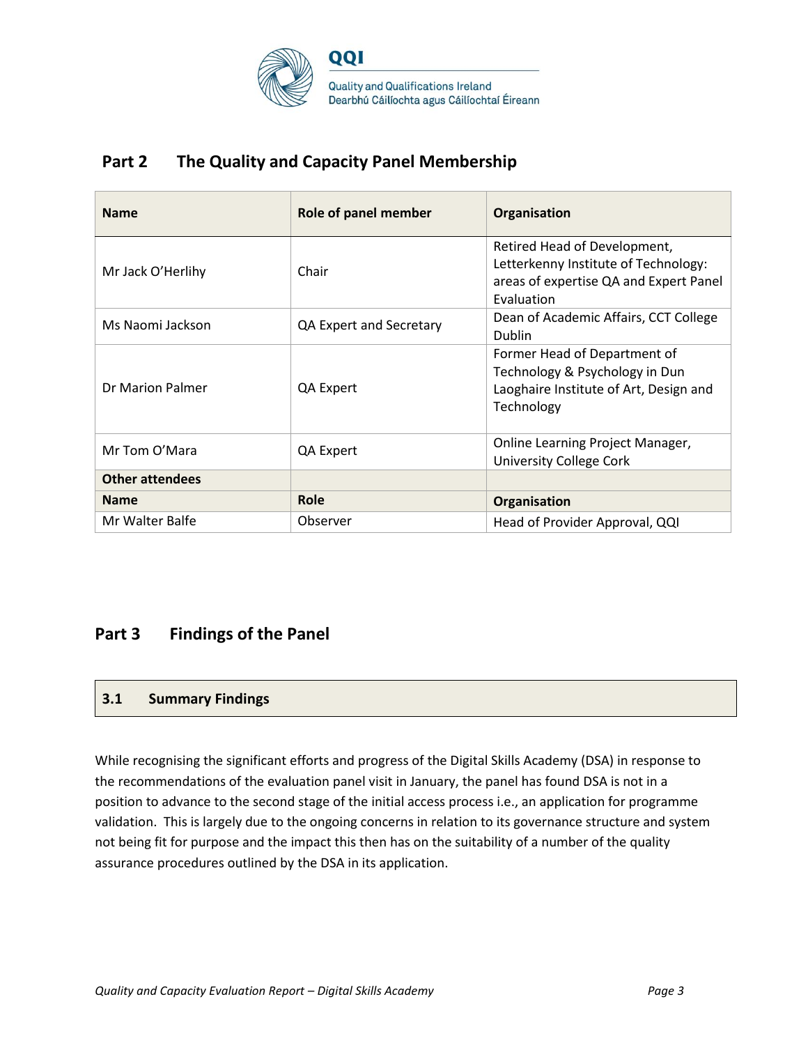## Part 2 The Quality and Capacity Panel Membership

| Name | Role of panel member | Organisation |
|---|---|---|
| Mr Jack O'Herlihy | Chair | Retired Head of Development, Letterkenny Institute of Technology: areas of expertise QA and Expert Panel Evaluation |
| Ms Naomi Jackson | QA Expert and Secretary | Dean of Academic Affairs, CCT College Dublin |
| Dr Marion Palmer | QA Expert | Former Head of Department of Technology & Psychology in Dun Laoghaire Institute of Art, Design and Technology |
| Mr Tom O'Mara | QA Expert | Online Learning Project Manager, University College Cork |
| **Other attendees** | | |
| **Name** | **Role** | **Organisation** |
| Mr Walter Balfe | Observer | Head of Provider Approval, QQI |

## Part 3 Findings of the Panel

### 3.1 Summary Findings

While recognising the significant efforts and progress of the Digital Skills Academy (DSA) in response to the recommendations of the evaluation panel visit in January, the panel has found DSA is not in a position to advance to the second stage of the initial access process i.e., an application for programme validation. This is largely due to the ongoing concerns in relation to its governance structure and system not being fit for purpose and the impact this then has on the suitability of a number of the quality assurance procedures outlined by the DSA in its application.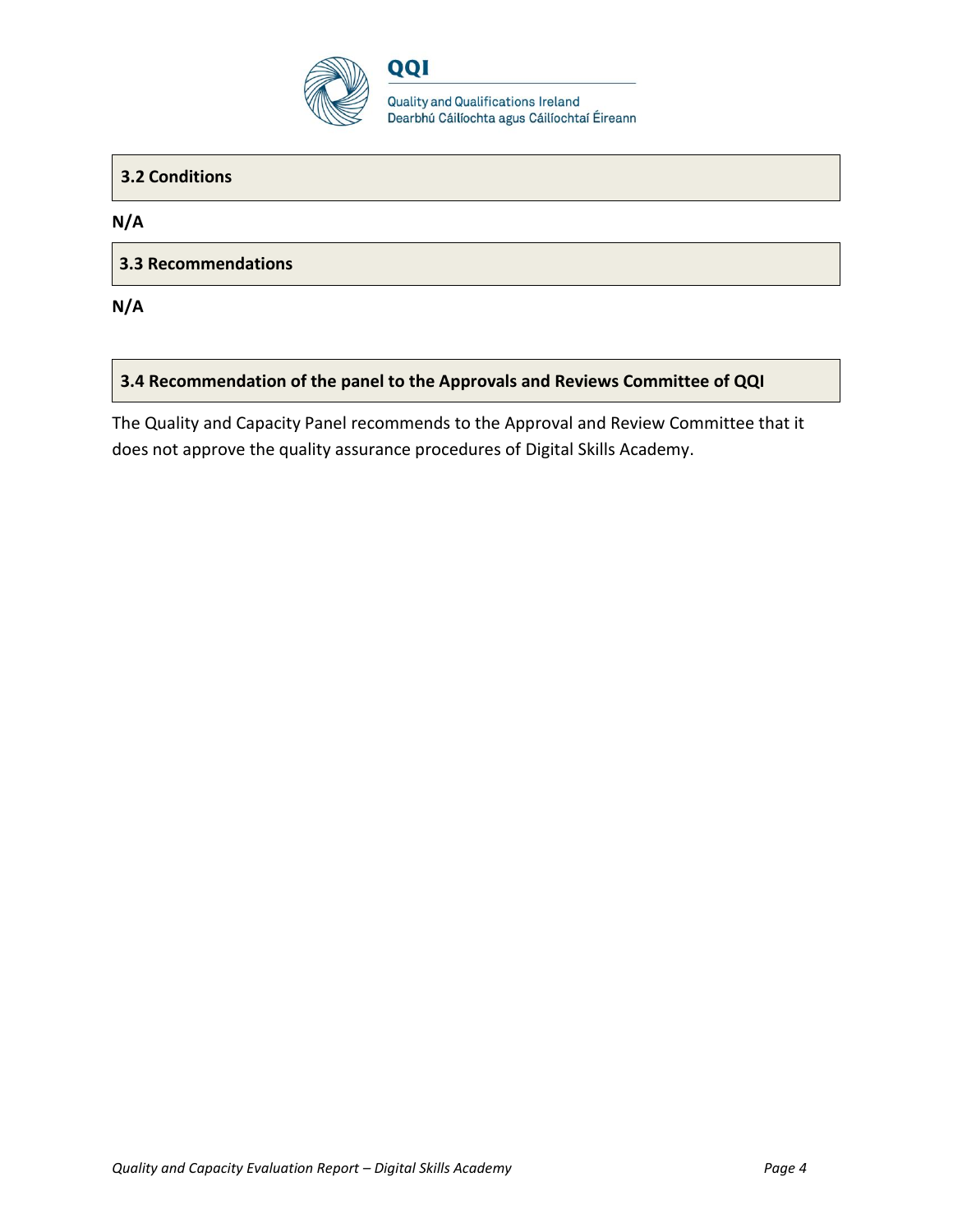### 3.2 Conditions

**N/A**

### 3.3 Recommendations

**N/A**

### 3.4 Recommendation of the panel to the Approvals and Reviews Committee of QQI

The Quality and Capacity Panel recommends to the Approval and Review Committee that it does not approve the quality assurance procedures of Digital Skills Academy.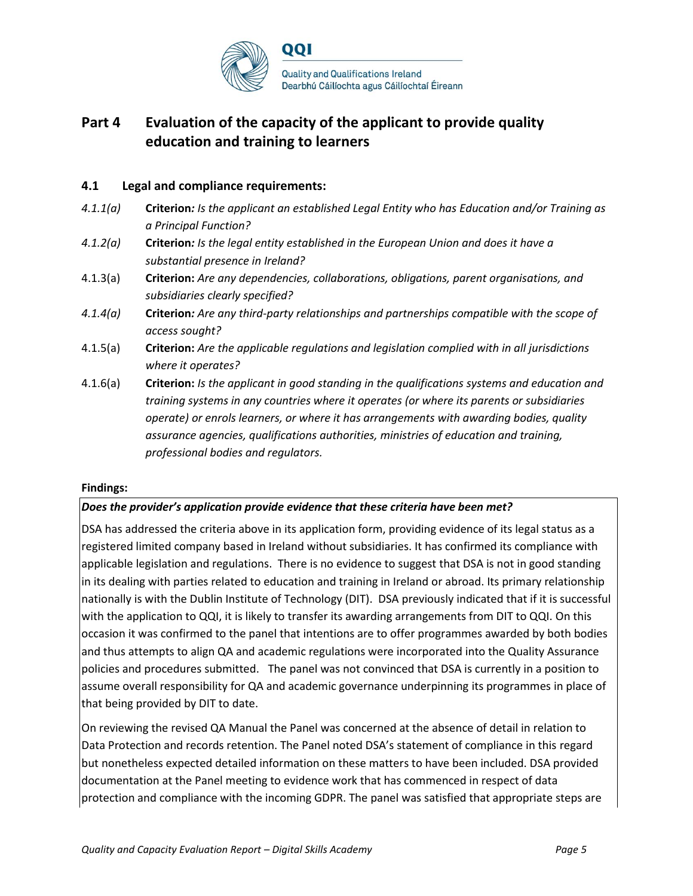# Part 4 Evaluation of the capacity of the applicant to provide quality education and training to learners

## 4.1 Legal and compliance requirements:

*4.1.1(a)* **Criterion***: Is the applicant an established Legal Entity who has Education and/or Training as a Principal Function?*

*4.1.2(a)* **Criterion***: Is the legal entity established in the European Union and does it have a substantial presence in Ireland?*

4.1.3(a) **Criterion:** *Are any dependencies, collaborations, obligations, parent organisations, and subsidiaries clearly specified?*

*4.1.4(a)* **Criterion***: Are any third-party relationships and partnerships compatible with the scope of access sought?*

4.1.5(a) **Criterion:** *Are the applicable regulations and legislation complied with in all jurisdictions where it operates?*

4.1.6(a) **Criterion:** *Is the applicant in good standing in the qualifications systems and education and training systems in any countries where it operates (or where its parents or subsidiaries operate) or enrols learners, or where it has arrangements with awarding bodies, quality assurance agencies, qualifications authorities, ministries of education and training, professional bodies and regulators.*

**Findings:**

***Does the provider's application provide evidence that these criteria have been met?***

DSA has addressed the criteria above in its application form, providing evidence of its legal status as a registered limited company based in Ireland without subsidiaries. It has confirmed its compliance with applicable legislation and regulations. There is no evidence to suggest that DSA is not in good standing in its dealing with parties related to education and training in Ireland or abroad. Its primary relationship nationally is with the Dublin Institute of Technology (DIT). DSA previously indicated that if it is successful with the application to QQI, it is likely to transfer its awarding arrangements from DIT to QQI. On this occasion it was confirmed to the panel that intentions are to offer programmes awarded by both bodies and thus attempts to align QA and academic regulations were incorporated into the Quality Assurance policies and procedures submitted. The panel was not convinced that DSA is currently in a position to assume overall responsibility for QA and academic governance underpinning its programmes in place of that being provided by DIT to date.

On reviewing the revised QA Manual the Panel was concerned at the absence of detail in relation to Data Protection and records retention. The Panel noted DSA's statement of compliance in this regard but nonetheless expected detailed information on these matters to have been included. DSA provided documentation at the Panel meeting to evidence work that has commenced in respect of data protection and compliance with the incoming GDPR. The panel was satisfied that appropriate steps are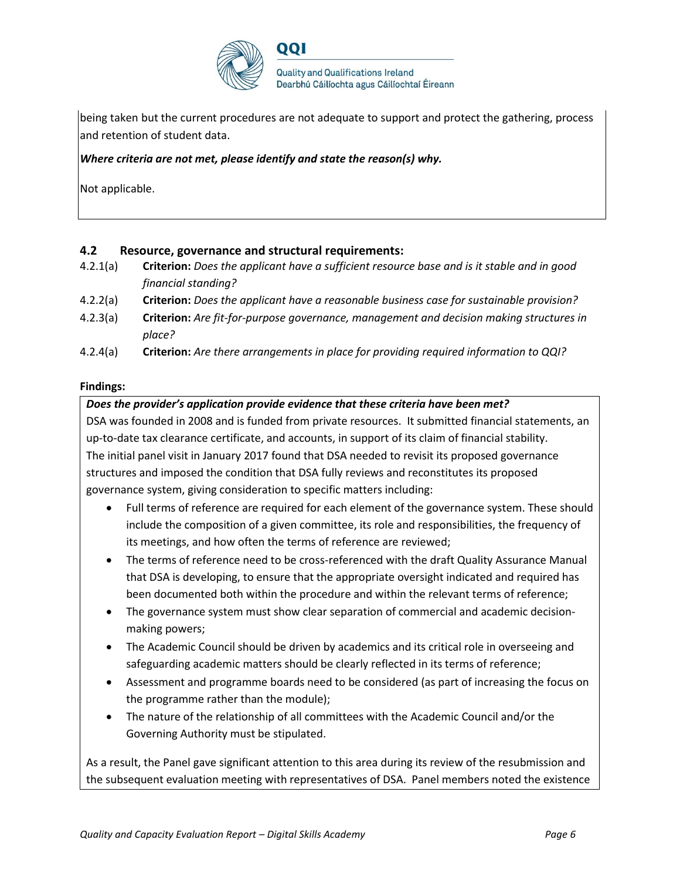being taken but the current procedures are not adequate to support and protect the gathering, process and retention of student data.

***Where criteria are not met, please identify and state the reason(s) why.***

Not applicable.

### 4.2 Resource, governance and structural requirements:

4.2.1(a) **Criterion:** *Does the applicant have a sufficient resource base and is it stable and in good financial standing?*

4.2.2(a) **Criterion:** *Does the applicant have a reasonable business case for sustainable provision?*

4.2.3(a) **Criterion:** *Are fit-for-purpose governance, management and decision making structures in place?*

4.2.4(a) **Criterion:** *Are there arrangements in place for providing required information to QQI?*

**Findings:**

***Does the provider's application provide evidence that these criteria have been met?***

DSA was founded in 2008 and is funded from private resources. It submitted financial statements, an up-to-date tax clearance certificate, and accounts, in support of its claim of financial stability. The initial panel visit in January 2017 found that DSA needed to revisit its proposed governance structures and imposed the condition that DSA fully reviews and reconstitutes its proposed governance system, giving consideration to specific matters including:

- Full terms of reference are required for each element of the governance system. These should include the composition of a given committee, its role and responsibilities, the frequency of its meetings, and how often the terms of reference are reviewed;
- The terms of reference need to be cross-referenced with the draft Quality Assurance Manual that DSA is developing, to ensure that the appropriate oversight indicated and required has been documented both within the procedure and within the relevant terms of reference;
- The governance system must show clear separation of commercial and academic decision-making powers;
- The Academic Council should be driven by academics and its critical role in overseeing and safeguarding academic matters should be clearly reflected in its terms of reference;
- Assessment and programme boards need to be considered (as part of increasing the focus on the programme rather than the module);
- The nature of the relationship of all committees with the Academic Council and/or the Governing Authority must be stipulated.

As a result, the Panel gave significant attention to this area during its review of the resubmission and the subsequent evaluation meeting with representatives of DSA. Panel members noted the existence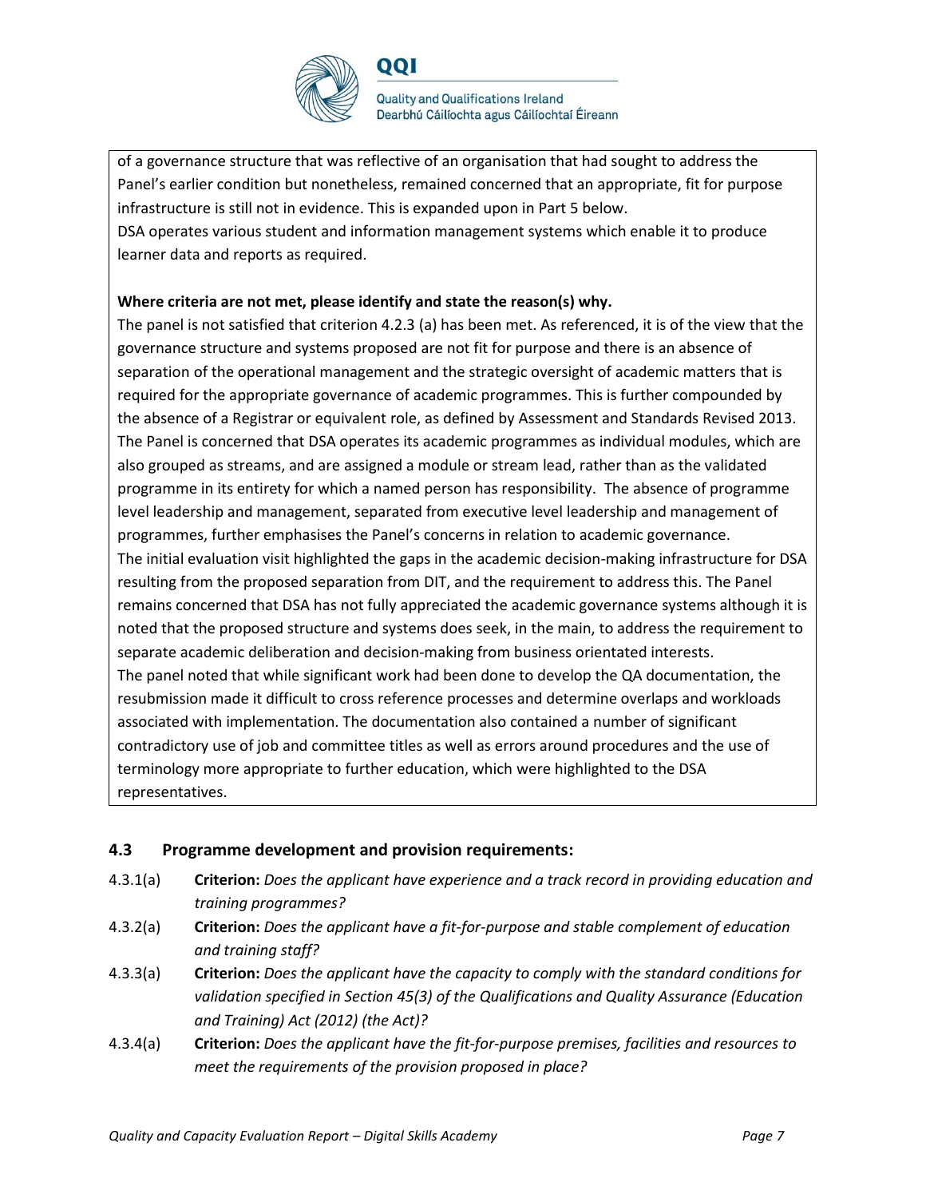of a governance structure that was reflective of an organisation that had sought to address the Panel's earlier condition but nonetheless, remained concerned that an appropriate, fit for purpose infrastructure is still not in evidence. This is expanded upon in Part 5 below.
DSA operates various student and information management systems which enable it to produce learner data and reports as required.

**Where criteria are not met, please identify and state the reason(s) why.**

The panel is not satisfied that criterion 4.2.3 (a) has been met. As referenced, it is of the view that the governance structure and systems proposed are not fit for purpose and there is an absence of separation of the operational management and the strategic oversight of academic matters that is required for the appropriate governance of academic programmes. This is further compounded by the absence of a Registrar or equivalent role, as defined by Assessment and Standards Revised 2013.
The Panel is concerned that DSA operates its academic programmes as individual modules, which are also grouped as streams, and are assigned a module or stream lead, rather than as the validated programme in its entirety for which a named person has responsibility. The absence of programme level leadership and management, separated from executive level leadership and management of programmes, further emphasises the Panel's concerns in relation to academic governance.
The initial evaluation visit highlighted the gaps in the academic decision-making infrastructure for DSA resulting from the proposed separation from DIT, and the requirement to address this. The Panel remains concerned that DSA has not fully appreciated the academic governance systems although it is noted that the proposed structure and systems does seek, in the main, to address the requirement to separate academic deliberation and decision-making from business orientated interests.
The panel noted that while significant work had been done to develop the QA documentation, the resubmission made it difficult to cross reference processes and determine overlaps and workloads associated with implementation. The documentation also contained a number of significant contradictory use of job and committee titles as well as errors around procedures and the use of terminology more appropriate to further education, which were highlighted to the DSA representatives.

### 4.3 Programme development and provision requirements:

4.3.1(a) **Criterion:** *Does the applicant have experience and a track record in providing education and training programmes?*

4.3.2(a) **Criterion:** *Does the applicant have a fit-for-purpose and stable complement of education and training staff?*

4.3.3(a) **Criterion:** *Does the applicant have the capacity to comply with the standard conditions for validation specified in Section 45(3) of the Qualifications and Quality Assurance (Education and Training) Act (2012) (the Act)?*

4.3.4(a) **Criterion:** *Does the applicant have the fit-for-purpose premises, facilities and resources to meet the requirements of the provision proposed in place?*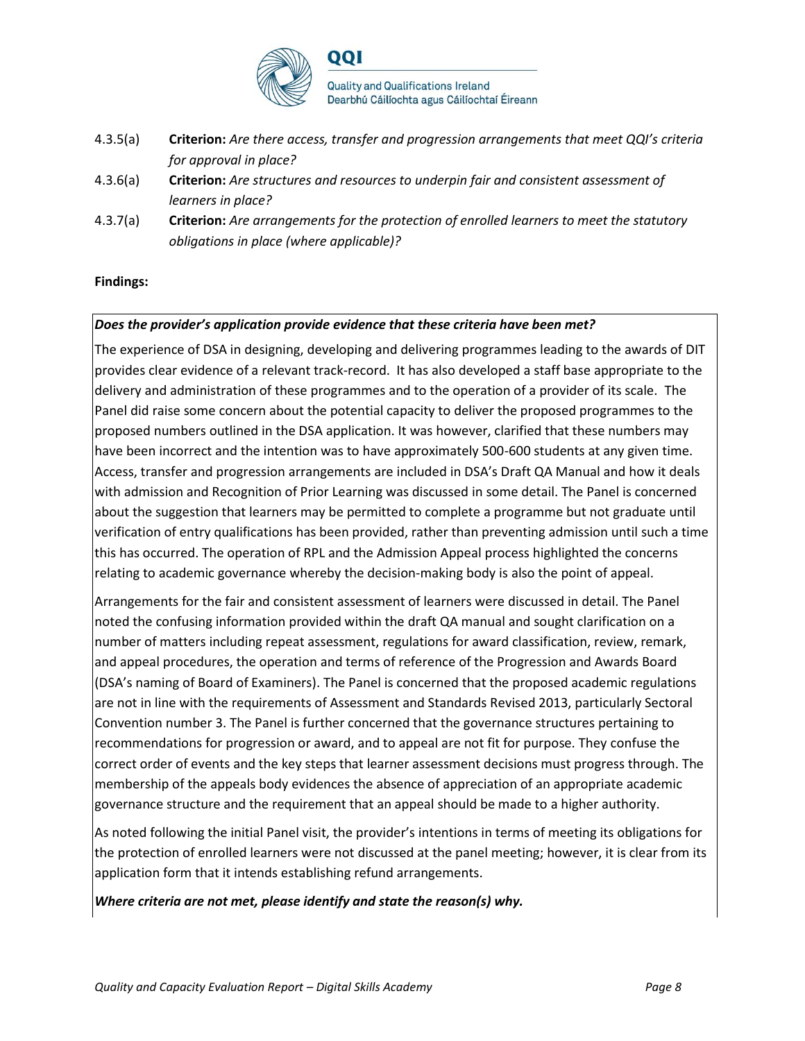4.3.5(a) **Criterion:** *Are there access, transfer and progression arrangements that meet QQI's criteria for approval in place?*

4.3.6(a) **Criterion:** *Are structures and resources to underpin fair and consistent assessment of learners in place?*

4.3.7(a) **Criterion:** *Are arrangements for the protection of enrolled learners to meet the statutory obligations in place (where applicable)?*

**Findings:**

***Does the provider's application provide evidence that these criteria have been met?***

The experience of DSA in designing, developing and delivering programmes leading to the awards of DIT provides clear evidence of a relevant track-record. It has also developed a staff base appropriate to the delivery and administration of these programmes and to the operation of a provider of its scale. The Panel did raise some concern about the potential capacity to deliver the proposed programmes to the proposed numbers outlined in the DSA application. It was however, clarified that these numbers may have been incorrect and the intention was to have approximately 500-600 students at any given time. Access, transfer and progression arrangements are included in DSA's Draft QA Manual and how it deals with admission and Recognition of Prior Learning was discussed in some detail. The Panel is concerned about the suggestion that learners may be permitted to complete a programme but not graduate until verification of entry qualifications has been provided, rather than preventing admission until such a time this has occurred. The operation of RPL and the Admission Appeal process highlighted the concerns relating to academic governance whereby the decision-making body is also the point of appeal.

Arrangements for the fair and consistent assessment of learners were discussed in detail. The Panel noted the confusing information provided within the draft QA manual and sought clarification on a number of matters including repeat assessment, regulations for award classification, review, remark, and appeal procedures, the operation and terms of reference of the Progression and Awards Board (DSA's naming of Board of Examiners). The Panel is concerned that the proposed academic regulations are not in line with the requirements of Assessment and Standards Revised 2013, particularly Sectoral Convention number 3. The Panel is further concerned that the governance structures pertaining to recommendations for progression or award, and to appeal are not fit for purpose. They confuse the correct order of events and the key steps that learner assessment decisions must progress through. The membership of the appeals body evidences the absence of appreciation of an appropriate academic governance structure and the requirement that an appeal should be made to a higher authority.

As noted following the initial Panel visit, the provider's intentions in terms of meeting its obligations for the protection of enrolled learners were not discussed at the panel meeting; however, it is clear from its application form that it intends establishing refund arrangements.

***Where criteria are not met, please identify and state the reason(s) why.***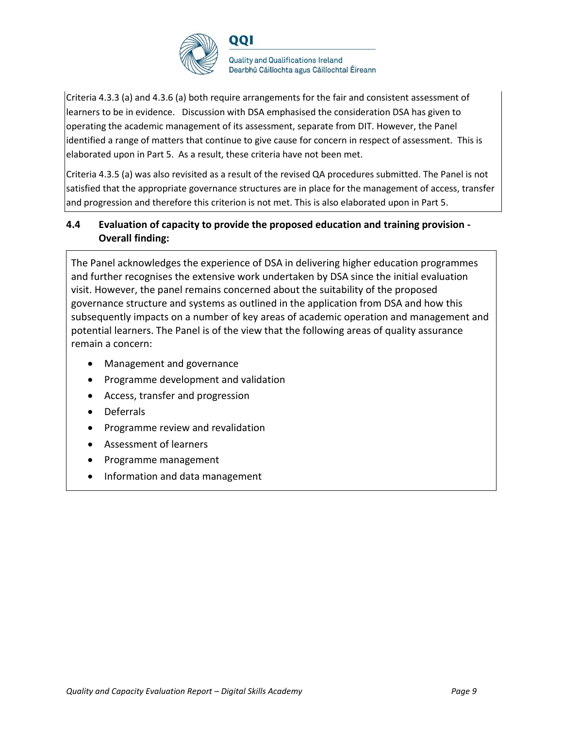Criteria 4.3.3 (a) and 4.3.6 (a) both require arrangements for the fair and consistent assessment of learners to be in evidence. Discussion with DSA emphasised the consideration DSA has given to operating the academic management of its assessment, separate from DIT. However, the Panel identified a range of matters that continue to give cause for concern in respect of assessment. This is elaborated upon in Part 5. As a result, these criteria have not been met.

Criteria 4.3.5 (a) was also revisited as a result of the revised QA procedures submitted. The Panel is not satisfied that the appropriate governance structures are in place for the management of access, transfer and progression and therefore this criterion is not met. This is also elaborated upon in Part 5.

### 4.4 Evaluation of capacity to provide the proposed education and training provision - Overall finding:

The Panel acknowledges the experience of DSA in delivering higher education programmes and further recognises the extensive work undertaken by DSA since the initial evaluation visit. However, the panel remains concerned about the suitability of the proposed governance structure and systems as outlined in the application from DSA and how this subsequently impacts on a number of key areas of academic operation and management and potential learners. The Panel is of the view that the following areas of quality assurance remain a concern:

- Management and governance
- Programme development and validation
- Access, transfer and progression
- Deferrals
- Programme review and revalidation
- Assessment of learners
- Programme management
- Information and data management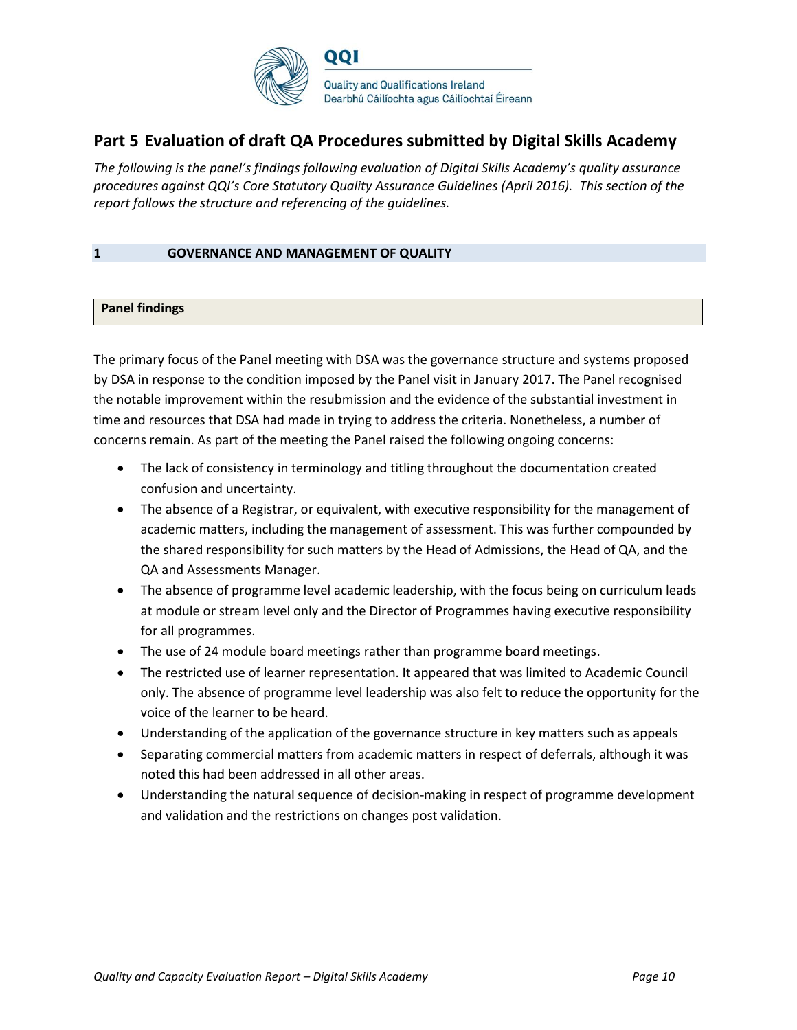# Part 5 Evaluation of draft QA Procedures submitted by Digital Skills Academy

*The following is the panel's findings following evaluation of Digital Skills Academy's quality assurance procedures against QQI's Core Statutory Quality Assurance Guidelines (April 2016). This section of the report follows the structure and referencing of the guidelines.*

## 1 GOVERNANCE AND MANAGEMENT OF QUALITY

**Panel findings**

The primary focus of the Panel meeting with DSA was the governance structure and systems proposed by DSA in response to the condition imposed by the Panel visit in January 2017. The Panel recognised the notable improvement within the resubmission and the evidence of the substantial investment in time and resources that DSA had made in trying to address the criteria. Nonetheless, a number of concerns remain. As part of the meeting the Panel raised the following ongoing concerns:

- The lack of consistency in terminology and titling throughout the documentation created confusion and uncertainty.
- The absence of a Registrar, or equivalent, with executive responsibility for the management of academic matters, including the management of assessment. This was further compounded by the shared responsibility for such matters by the Head of Admissions, the Head of QA, and the QA and Assessments Manager.
- The absence of programme level academic leadership, with the focus being on curriculum leads at module or stream level only and the Director of Programmes having executive responsibility for all programmes.
- The use of 24 module board meetings rather than programme board meetings.
- The restricted use of learner representation. It appeared that was limited to Academic Council only. The absence of programme level leadership was also felt to reduce the opportunity for the voice of the learner to be heard.
- Understanding of the application of the governance structure in key matters such as appeals
- Separating commercial matters from academic matters in respect of deferrals, although it was noted this had been addressed in all other areas.
- Understanding the natural sequence of decision-making in respect of programme development and validation and the restrictions on changes post validation.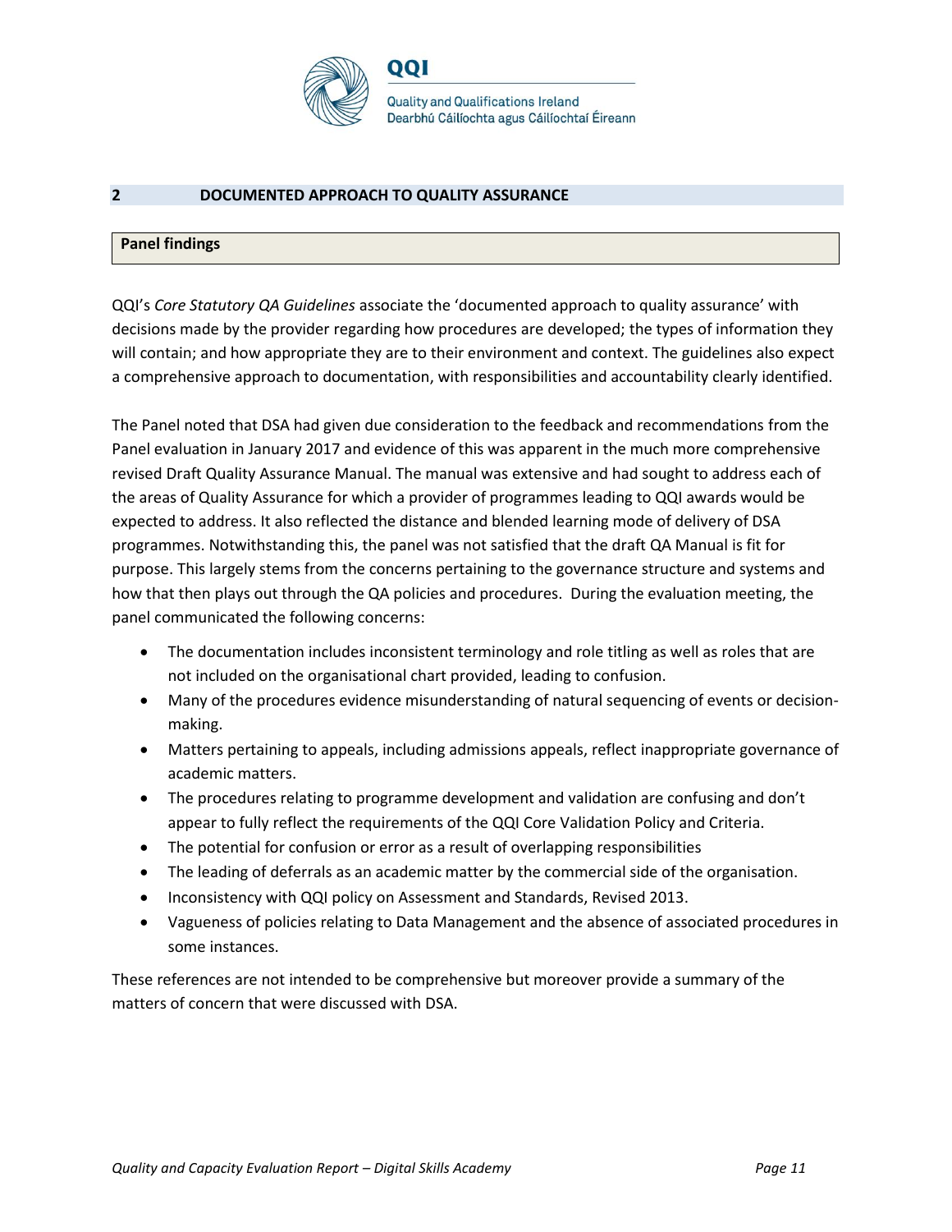## 2 DOCUMENTED APPROACH TO QUALITY ASSURANCE

**Panel findings**

QQI's *Core Statutory QA Guidelines* associate the 'documented approach to quality assurance' with decisions made by the provider regarding how procedures are developed; the types of information they will contain; and how appropriate they are to their environment and context. The guidelines also expect a comprehensive approach to documentation, with responsibilities and accountability clearly identified.

The Panel noted that DSA had given due consideration to the feedback and recommendations from the Panel evaluation in January 2017 and evidence of this was apparent in the much more comprehensive revised Draft Quality Assurance Manual. The manual was extensive and had sought to address each of the areas of Quality Assurance for which a provider of programmes leading to QQI awards would be expected to address. It also reflected the distance and blended learning mode of delivery of DSA programmes. Notwithstanding this, the panel was not satisfied that the draft QA Manual is fit for purpose. This largely stems from the concerns pertaining to the governance structure and systems and how that then plays out through the QA policies and procedures. During the evaluation meeting, the panel communicated the following concerns:

- The documentation includes inconsistent terminology and role titling as well as roles that are not included on the organisational chart provided, leading to confusion.
- Many of the procedures evidence misunderstanding of natural sequencing of events or decision-making.
- Matters pertaining to appeals, including admissions appeals, reflect inappropriate governance of academic matters.
- The procedures relating to programme development and validation are confusing and don't appear to fully reflect the requirements of the QQI Core Validation Policy and Criteria.
- The potential for confusion or error as a result of overlapping responsibilities
- The leading of deferrals as an academic matter by the commercial side of the organisation.
- Inconsistency with QQI policy on Assessment and Standards, Revised 2013.
- Vagueness of policies relating to Data Management and the absence of associated procedures in some instances.

These references are not intended to be comprehensive but moreover provide a summary of the matters of concern that were discussed with DSA.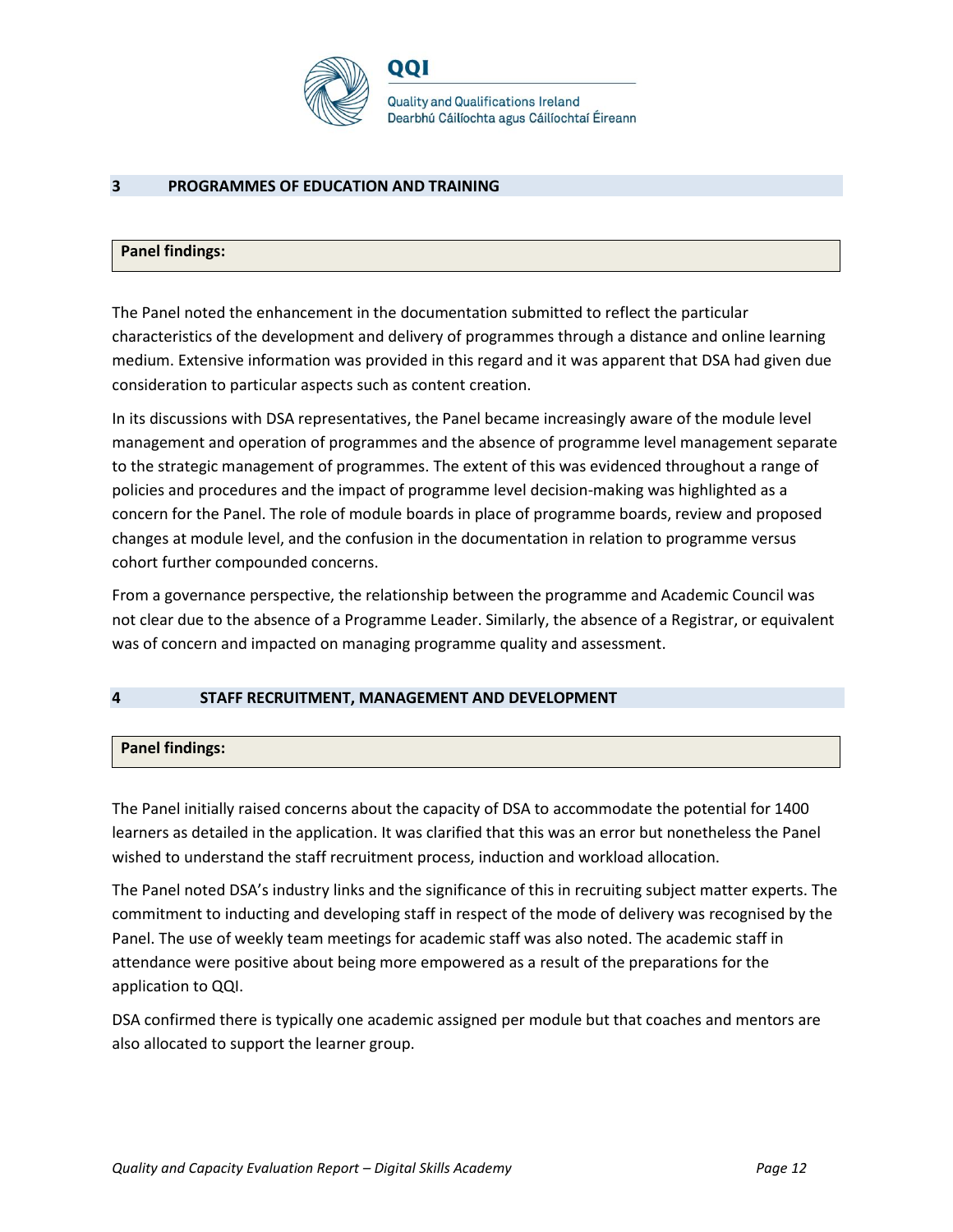## 3 PROGRAMMES OF EDUCATION AND TRAINING

**Panel findings:**

The Panel noted the enhancement in the documentation submitted to reflect the particular characteristics of the development and delivery of programmes through a distance and online learning medium. Extensive information was provided in this regard and it was apparent that DSA had given due consideration to particular aspects such as content creation.

In its discussions with DSA representatives, the Panel became increasingly aware of the module level management and operation of programmes and the absence of programme level management separate to the strategic management of programmes. The extent of this was evidenced throughout a range of policies and procedures and the impact of programme level decision-making was highlighted as a concern for the Panel. The role of module boards in place of programme boards, review and proposed changes at module level, and the confusion in the documentation in relation to programme versus cohort further compounded concerns.

From a governance perspective, the relationship between the programme and Academic Council was not clear due to the absence of a Programme Leader. Similarly, the absence of a Registrar, or equivalent was of concern and impacted on managing programme quality and assessment.

## 4 STAFF RECRUITMENT, MANAGEMENT AND DEVELOPMENT

**Panel findings:**

The Panel initially raised concerns about the capacity of DSA to accommodate the potential for 1400 learners as detailed in the application. It was clarified that this was an error but nonetheless the Panel wished to understand the staff recruitment process, induction and workload allocation.

The Panel noted DSA's industry links and the significance of this in recruiting subject matter experts. The commitment to inducting and developing staff in respect of the mode of delivery was recognised by the Panel. The use of weekly team meetings for academic staff was also noted. The academic staff in attendance were positive about being more empowered as a result of the preparations for the application to QQI.

DSA confirmed there is typically one academic assigned per module but that coaches and mentors are also allocated to support the learner group.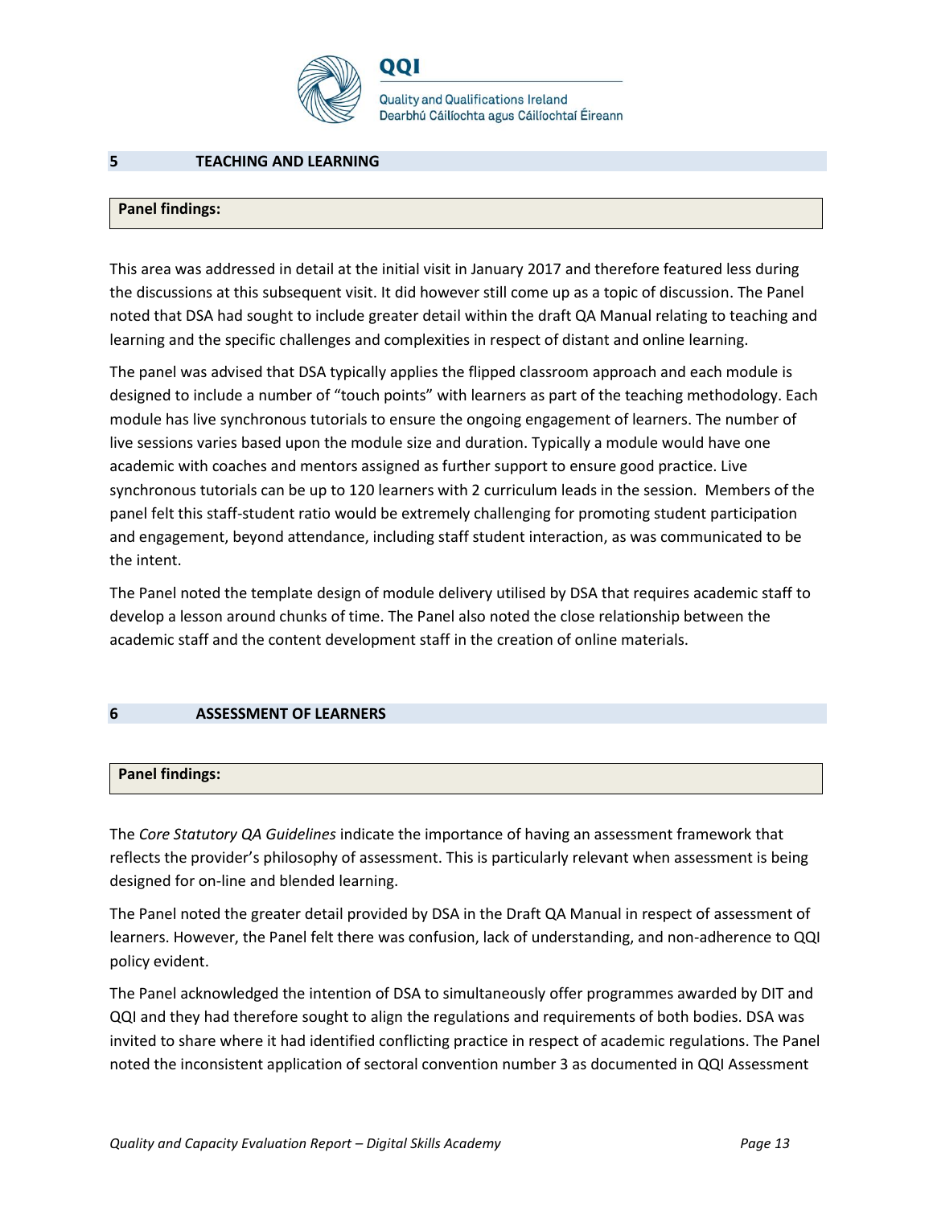## 5 TEACHING AND LEARNING

**Panel findings:**

This area was addressed in detail at the initial visit in January 2017 and therefore featured less during the discussions at this subsequent visit. It did however still come up as a topic of discussion. The Panel noted that DSA had sought to include greater detail within the draft QA Manual relating to teaching and learning and the specific challenges and complexities in respect of distant and online learning.

The panel was advised that DSA typically applies the flipped classroom approach and each module is designed to include a number of "touch points" with learners as part of the teaching methodology. Each module has live synchronous tutorials to ensure the ongoing engagement of learners. The number of live sessions varies based upon the module size and duration. Typically a module would have one academic with coaches and mentors assigned as further support to ensure good practice. Live synchronous tutorials can be up to 120 learners with 2 curriculum leads in the session. Members of the panel felt this staff-student ratio would be extremely challenging for promoting student participation and engagement, beyond attendance, including staff student interaction, as was communicated to be the intent.

The Panel noted the template design of module delivery utilised by DSA that requires academic staff to develop a lesson around chunks of time. The Panel also noted the close relationship between the academic staff and the content development staff in the creation of online materials.

## 6 ASSESSMENT OF LEARNERS

**Panel findings:**

The *Core Statutory QA Guidelines* indicate the importance of having an assessment framework that reflects the provider's philosophy of assessment. This is particularly relevant when assessment is being designed for on-line and blended learning.

The Panel noted the greater detail provided by DSA in the Draft QA Manual in respect of assessment of learners. However, the Panel felt there was confusion, lack of understanding, and non-adherence to QQI policy evident.

The Panel acknowledged the intention of DSA to simultaneously offer programmes awarded by DIT and QQI and they had therefore sought to align the regulations and requirements of both bodies. DSA was invited to share where it had identified conflicting practice in respect of academic regulations. The Panel noted the inconsistent application of sectoral convention number 3 as documented in QQI Assessment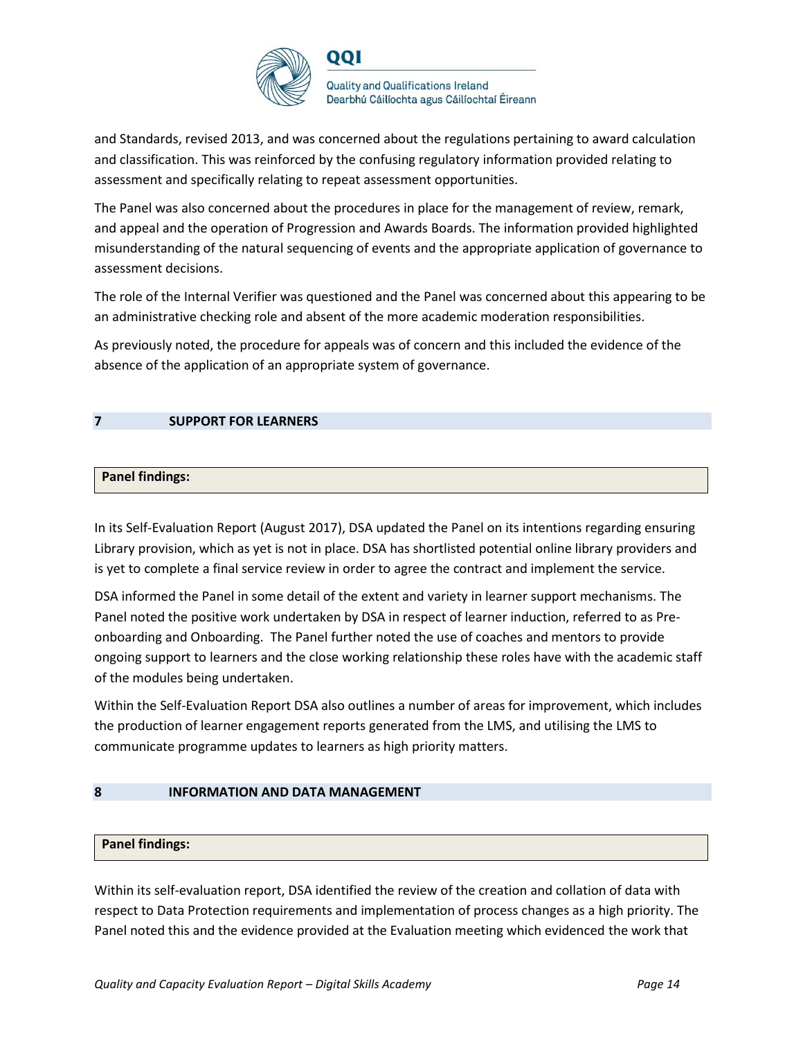and Standards, revised 2013, and was concerned about the regulations pertaining to award calculation and classification. This was reinforced by the confusing regulatory information provided relating to assessment and specifically relating to repeat assessment opportunities.

The Panel was also concerned about the procedures in place for the management of review, remark, and appeal and the operation of Progression and Awards Boards. The information provided highlighted misunderstanding of the natural sequencing of events and the appropriate application of governance to assessment decisions.

The role of the Internal Verifier was questioned and the Panel was concerned about this appearing to be an administrative checking role and absent of the more academic moderation responsibilities.

As previously noted, the procedure for appeals was of concern and this included the evidence of the absence of the application of an appropriate system of governance.

## 7 SUPPORT FOR LEARNERS

**Panel findings:**

In its Self-Evaluation Report (August 2017), DSA updated the Panel on its intentions regarding ensuring Library provision, which as yet is not in place. DSA has shortlisted potential online library providers and is yet to complete a final service review in order to agree the contract and implement the service.

DSA informed the Panel in some detail of the extent and variety in learner support mechanisms. The Panel noted the positive work undertaken by DSA in respect of learner induction, referred to as Pre-onboarding and Onboarding. The Panel further noted the use of coaches and mentors to provide ongoing support to learners and the close working relationship these roles have with the academic staff of the modules being undertaken.

Within the Self-Evaluation Report DSA also outlines a number of areas for improvement, which includes the production of learner engagement reports generated from the LMS, and utilising the LMS to communicate programme updates to learners as high priority matters.

## 8 INFORMATION AND DATA MANAGEMENT

**Panel findings:**

Within its self-evaluation report, DSA identified the review of the creation and collation of data with respect to Data Protection requirements and implementation of process changes as a high priority. The Panel noted this and the evidence provided at the Evaluation meeting which evidenced the work that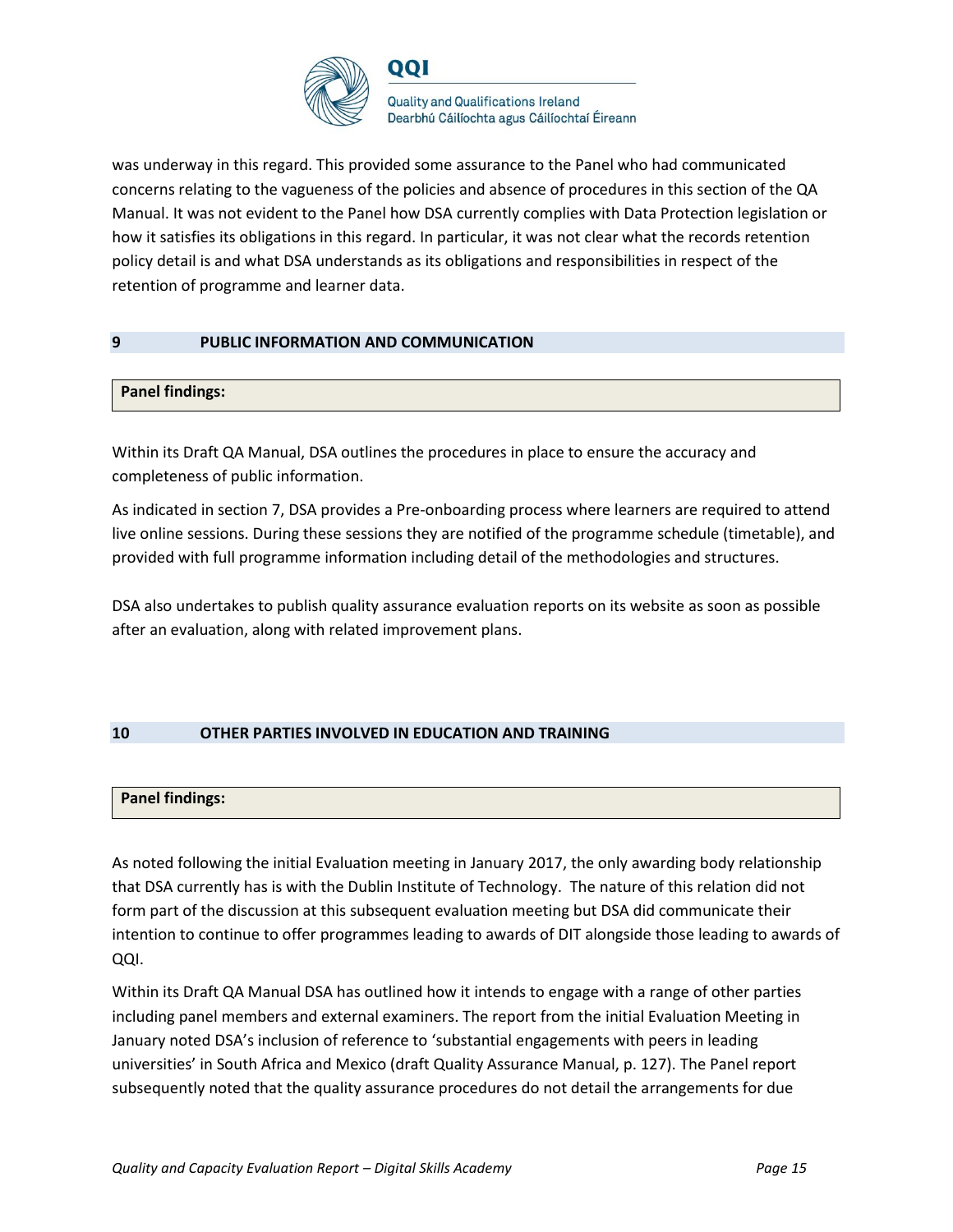was underway in this regard. This provided some assurance to the Panel who had communicated concerns relating to the vagueness of the policies and absence of procedures in this section of the QA Manual. It was not evident to the Panel how DSA currently complies with Data Protection legislation or how it satisfies its obligations in this regard. In particular, it was not clear what the records retention policy detail is and what DSA understands as its obligations and responsibilities in respect of the retention of programme and learner data.

## 9 PUBLIC INFORMATION AND COMMUNICATION

**Panel findings:**

Within its Draft QA Manual, DSA outlines the procedures in place to ensure the accuracy and completeness of public information.

As indicated in section 7, DSA provides a Pre-onboarding process where learners are required to attend live online sessions. During these sessions they are notified of the programme schedule (timetable), and provided with full programme information including detail of the methodologies and structures.

DSA also undertakes to publish quality assurance evaluation reports on its website as soon as possible after an evaluation, along with related improvement plans.

## 10 OTHER PARTIES INVOLVED IN EDUCATION AND TRAINING

**Panel findings:**

As noted following the initial Evaluation meeting in January 2017, the only awarding body relationship that DSA currently has is with the Dublin Institute of Technology. The nature of this relation did not form part of the discussion at this subsequent evaluation meeting but DSA did communicate their intention to continue to offer programmes leading to awards of DIT alongside those leading to awards of QQI.

Within its Draft QA Manual DSA has outlined how it intends to engage with a range of other parties including panel members and external examiners. The report from the initial Evaluation Meeting in January noted DSA's inclusion of reference to 'substantial engagements with peers in leading universities' in South Africa and Mexico (draft Quality Assurance Manual, p. 127). The Panel report subsequently noted that the quality assurance procedures do not detail the arrangements for due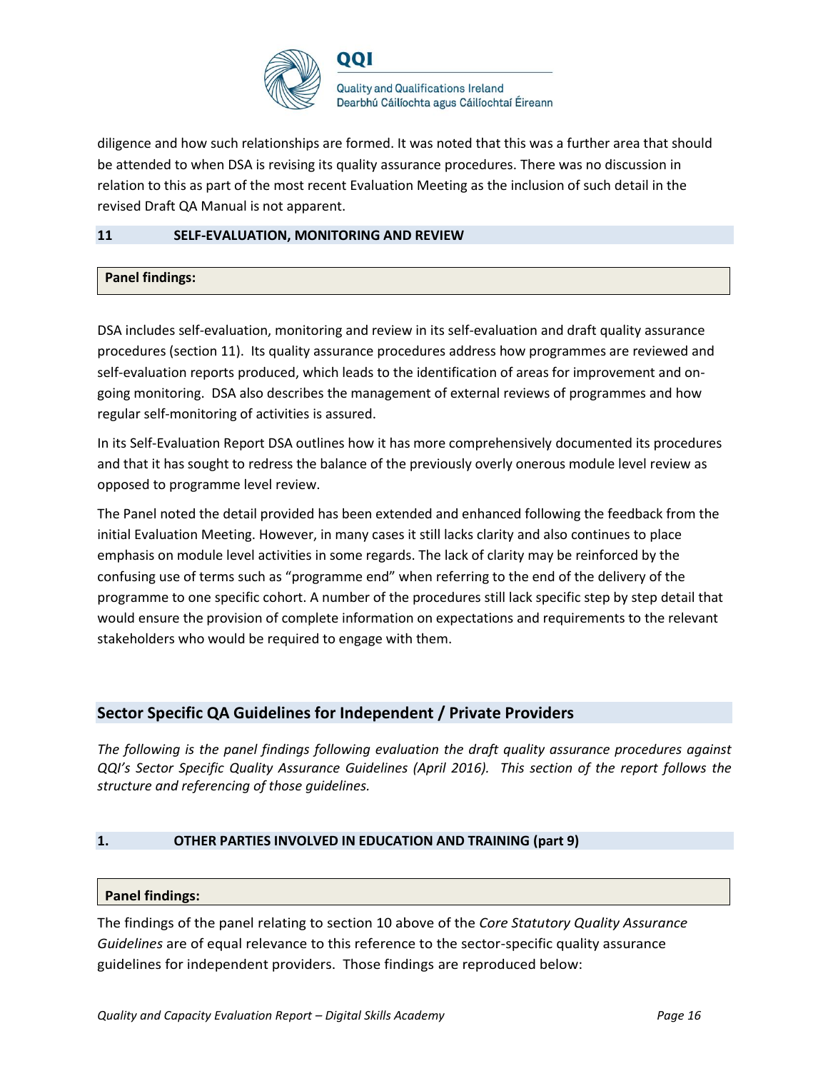diligence and how such relationships are formed. It was noted that this was a further area that should be attended to when DSA is revising its quality assurance procedures. There was no discussion in relation to this as part of the most recent Evaluation Meeting as the inclusion of such detail in the revised Draft QA Manual is not apparent.

### 11 SELF-EVALUATION, MONITORING AND REVIEW

**Panel findings:**

DSA includes self-evaluation, monitoring and review in its self-evaluation and draft quality assurance procedures (section 11). Its quality assurance procedures address how programmes are reviewed and self-evaluation reports produced, which leads to the identification of areas for improvement and on-going monitoring. DSA also describes the management of external reviews of programmes and how regular self-monitoring of activities is assured.

In its Self-Evaluation Report DSA outlines how it has more comprehensively documented its procedures and that it has sought to redress the balance of the previously overly onerous module level review as opposed to programme level review.

The Panel noted the detail provided has been extended and enhanced following the feedback from the initial Evaluation Meeting. However, in many cases it still lacks clarity and also continues to place emphasis on module level activities in some regards. The lack of clarity may be reinforced by the confusing use of terms such as "programme end" when referring to the end of the delivery of the programme to one specific cohort. A number of the procedures still lack specific step by step detail that would ensure the provision of complete information on expectations and requirements to the relevant stakeholders who would be required to engage with them.

## Sector Specific QA Guidelines for Independent / Private Providers

*The following is the panel findings following evaluation the draft quality assurance procedures against QQI's Sector Specific Quality Assurance Guidelines (April 2016). This section of the report follows the structure and referencing of those guidelines.*

### 1. OTHER PARTIES INVOLVED IN EDUCATION AND TRAINING (part 9)

**Panel findings:**

The findings of the panel relating to section 10 above of the *Core Statutory Quality Assurance Guidelines* are of equal relevance to this reference to the sector-specific quality assurance guidelines for independent providers. Those findings are reproduced below: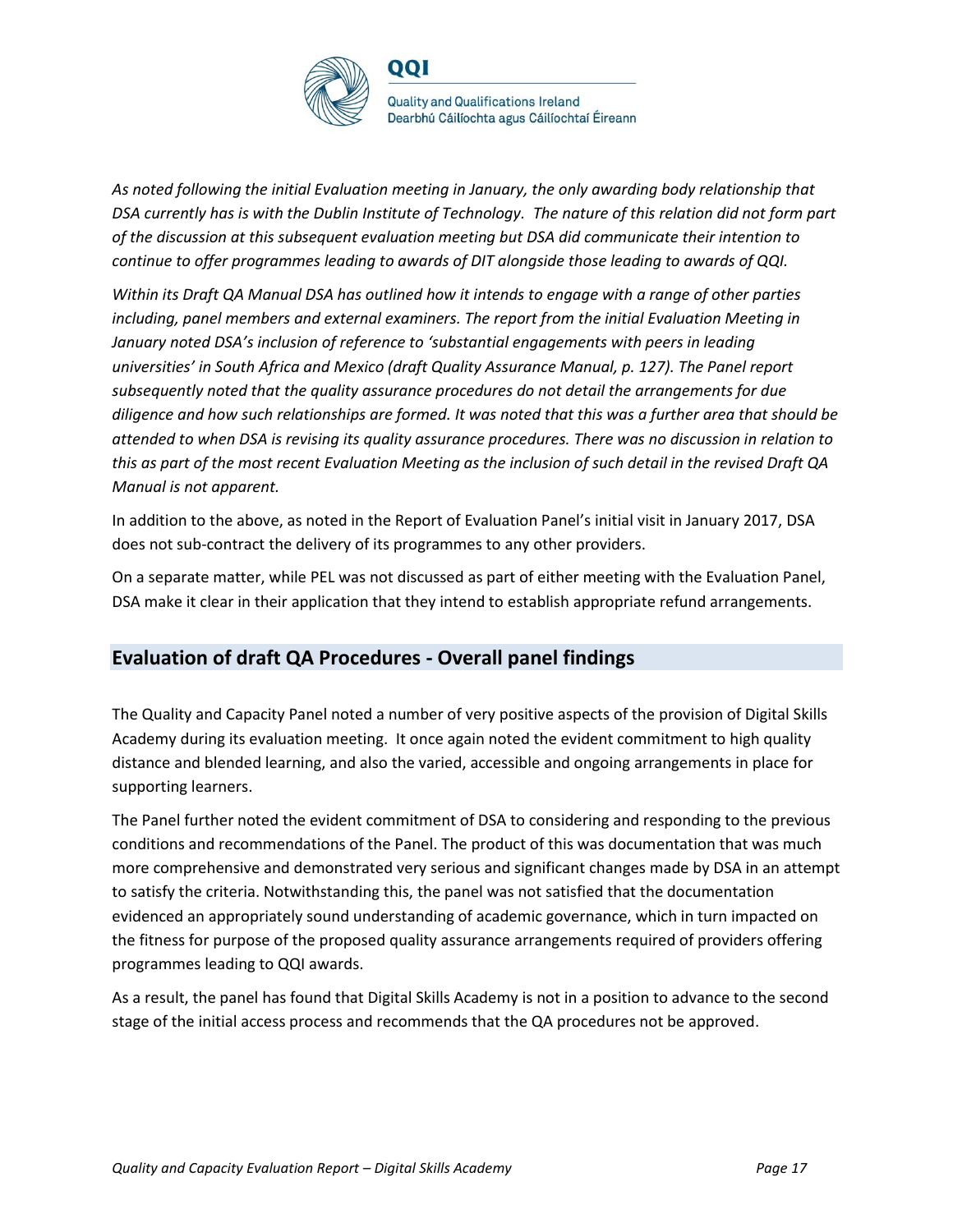*As noted following the initial Evaluation meeting in January, the only awarding body relationship that DSA currently has is with the Dublin Institute of Technology. The nature of this relation did not form part of the discussion at this subsequent evaluation meeting but DSA did communicate their intention to continue to offer programmes leading to awards of DIT alongside those leading to awards of QQI.*

*Within its Draft QA Manual DSA has outlined how it intends to engage with a range of other parties including, panel members and external examiners. The report from the initial Evaluation Meeting in January noted DSA's inclusion of reference to 'substantial engagements with peers in leading universities' in South Africa and Mexico (draft Quality Assurance Manual, p. 127). The Panel report subsequently noted that the quality assurance procedures do not detail the arrangements for due diligence and how such relationships are formed. It was noted that this was a further area that should be attended to when DSA is revising its quality assurance procedures. There was no discussion in relation to this as part of the most recent Evaluation Meeting as the inclusion of such detail in the revised Draft QA Manual is not apparent.*

In addition to the above, as noted in the Report of Evaluation Panel's initial visit in January 2017, DSA does not sub-contract the delivery of its programmes to any other providers.

On a separate matter, while PEL was not discussed as part of either meeting with the Evaluation Panel, DSA make it clear in their application that they intend to establish appropriate refund arrangements.

## Evaluation of draft QA Procedures - Overall panel findings

The Quality and Capacity Panel noted a number of very positive aspects of the provision of Digital Skills Academy during its evaluation meeting. It once again noted the evident commitment to high quality distance and blended learning, and also the varied, accessible and ongoing arrangements in place for supporting learners.

The Panel further noted the evident commitment of DSA to considering and responding to the previous conditions and recommendations of the Panel. The product of this was documentation that was much more comprehensive and demonstrated very serious and significant changes made by DSA in an attempt to satisfy the criteria. Notwithstanding this, the panel was not satisfied that the documentation evidenced an appropriately sound understanding of academic governance, which in turn impacted on the fitness for purpose of the proposed quality assurance arrangements required of providers offering programmes leading to QQI awards.

As a result, the panel has found that Digital Skills Academy is not in a position to advance to the second stage of the initial access process and recommends that the QA procedures not be approved.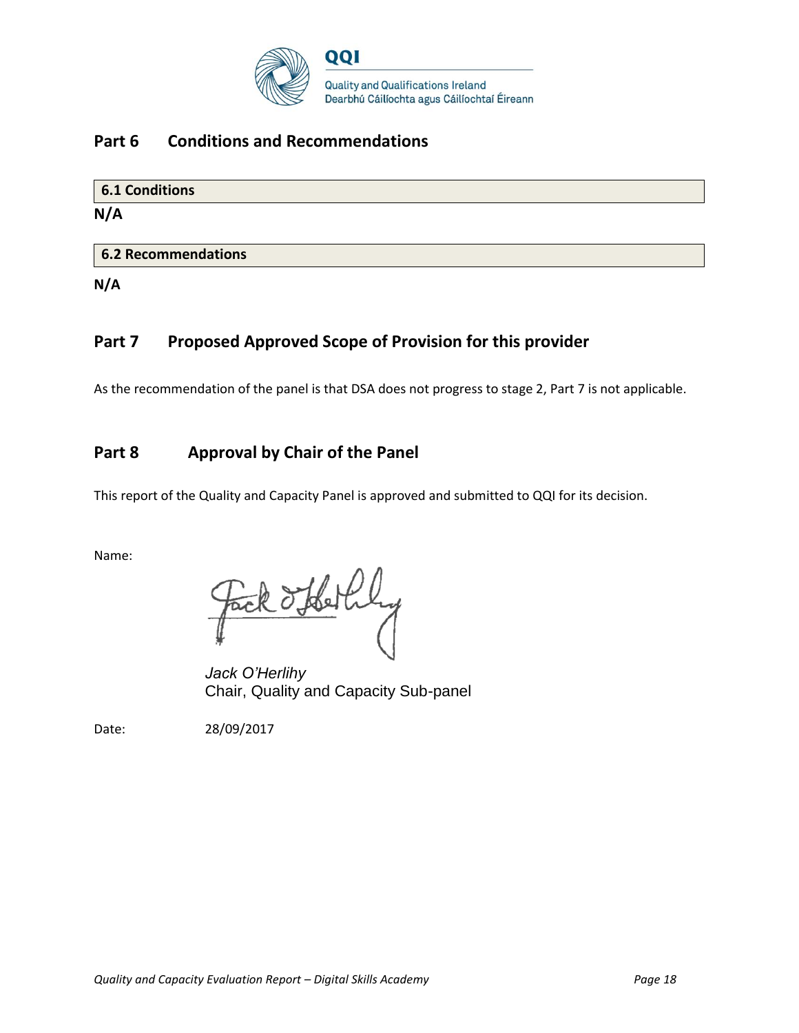## Part 6 Conditions and Recommendations

**6.1 Conditions**

**N/A**

**6.2 Recommendations**

**N/A**

## Part 7 Proposed Approved Scope of Provision for this provider

As the recommendation of the panel is that DSA does not progress to stage 2, Part 7 is not applicable.

## Part 8 Approval by Chair of the Panel

This report of the Quality and Capacity Panel is approved and submitted to QQI for its decision.

Name:

*Jack O'Herlihy*
Chair, Quality and Capacity Sub-panel

Date: 28/09/2017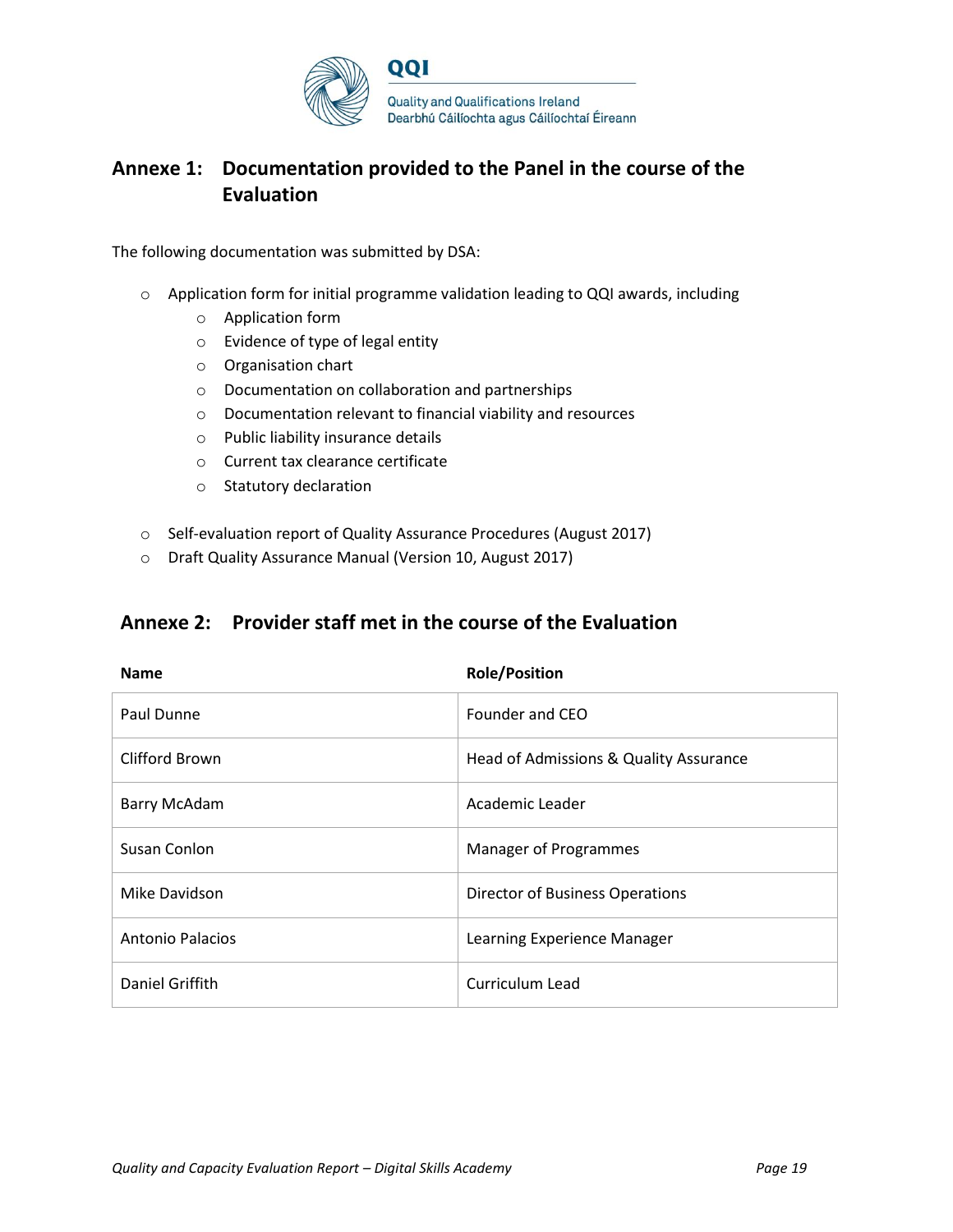## Annexe 1: Documentation provided to the Panel in the course of the Evaluation

The following documentation was submitted by DSA:

- Application form for initial programme validation leading to QQI awards, including
  - Application form
  - Evidence of type of legal entity
  - Organisation chart
  - Documentation on collaboration and partnerships
  - Documentation relevant to financial viability and resources
  - Public liability insurance details
  - Current tax clearance certificate
  - Statutory declaration
- Self-evaluation report of Quality Assurance Procedures (August 2017)
- Draft Quality Assurance Manual (Version 10, August 2017)

## Annexe 2: Provider staff met in the course of the Evaluation

| Name | Role/Position |
|---|---|
| Paul Dunne | Founder and CEO |
| Clifford Brown | Head of Admissions & Quality Assurance |
| Barry McAdam | Academic Leader |
| Susan Conlon | Manager of Programmes |
| Mike Davidson | Director of Business Operations |
| Antonio Palacios | Learning Experience Manager |
| Daniel Griffith | Curriculum Lead |